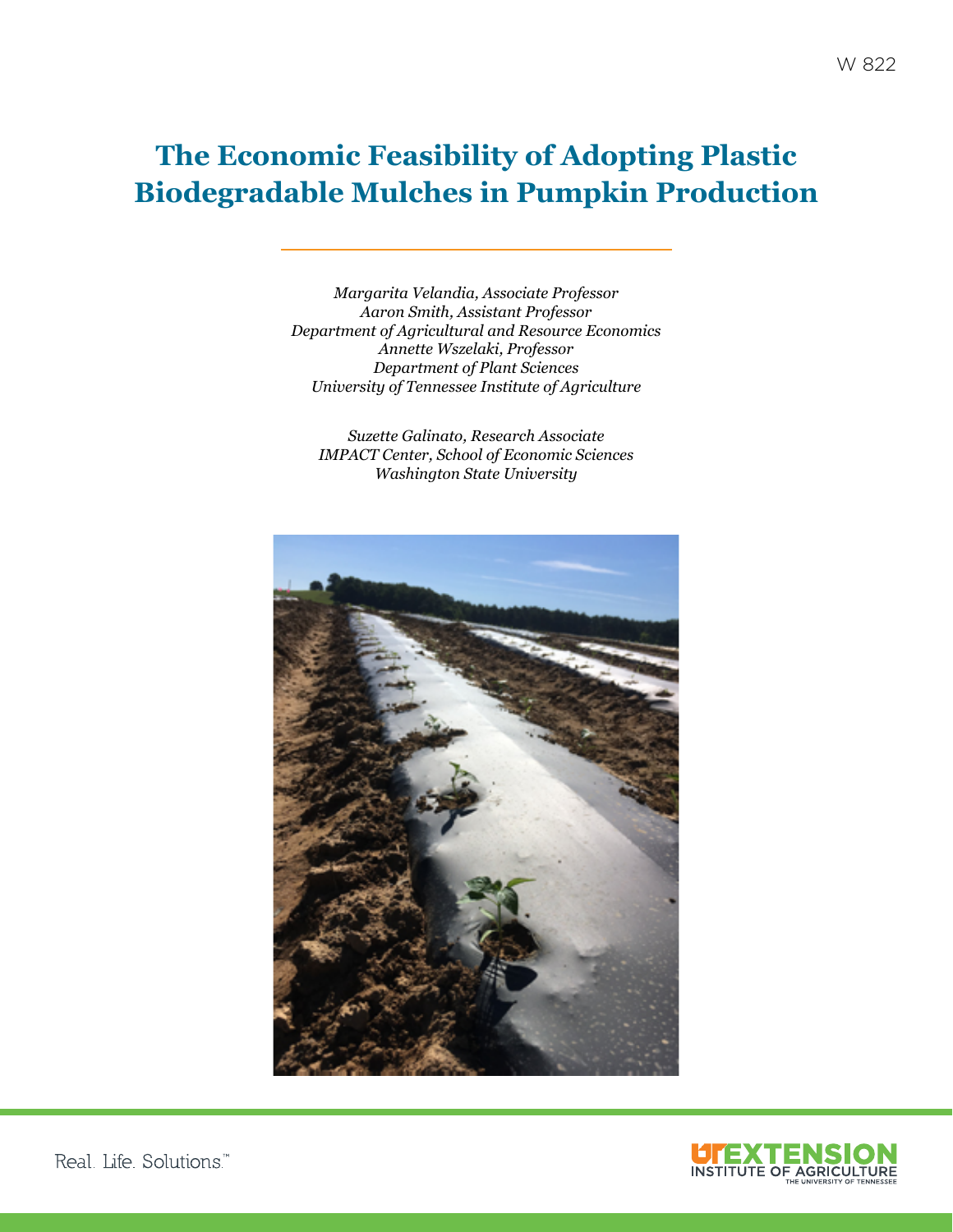W 822

# The Economic Feasibility of Adopting Plastic Biodegradable Mulches in Pumpkin Production

*Margarita Velandia, Associate Professor*
*Aaron Smith, Assistant Professor*
*Department of Agricultural and Resource Economics*
*Annette Wszelaki, Professor*
*Department of Plant Sciences*
*University of Tennessee Institute of Agriculture*

*Suzette Galinato, Research Associate*
*IMPACT Center, School of Economic Sciences*
*Washington State University*

Real. Life. Solutions.™

UT EXTENSION INSTITUTE OF AGRICULTURE THE UNIVERSITY OF TENNESSEE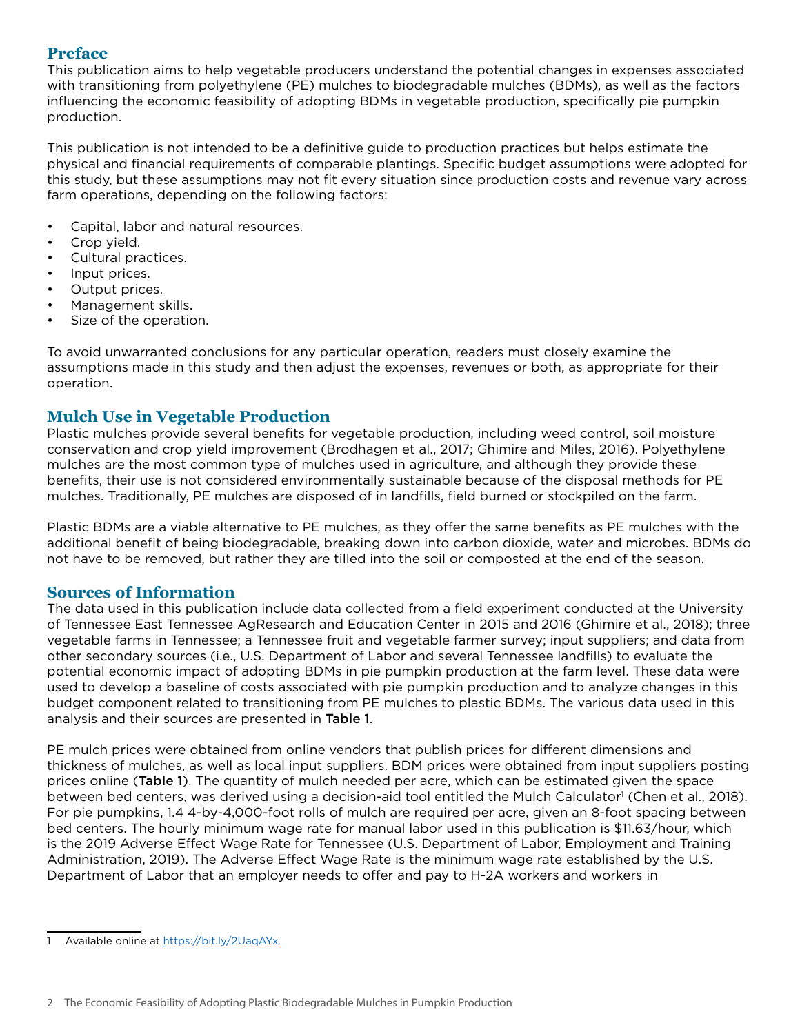## Preface

This publication aims to help vegetable producers understand the potential changes in expenses associated with transitioning from polyethylene (PE) mulches to biodegradable mulches (BDMs), as well as the factors influencing the economic feasibility of adopting BDMs in vegetable production, specifically pie pumpkin production.

This publication is not intended to be a definitive guide to production practices but helps estimate the physical and financial requirements of comparable plantings. Specific budget assumptions were adopted for this study, but these assumptions may not fit every situation since production costs and revenue vary across farm operations, depending on the following factors:

- Capital, labor and natural resources.
- Crop yield.
- Cultural practices.
- Input prices.
- Output prices.
- Management skills.
- Size of the operation.

To avoid unwarranted conclusions for any particular operation, readers must closely examine the assumptions made in this study and then adjust the expenses, revenues or both, as appropriate for their operation.

## Mulch Use in Vegetable Production

Plastic mulches provide several benefits for vegetable production, including weed control, soil moisture conservation and crop yield improvement (Brodhagen et al., 2017; Ghimire and Miles, 2016). Polyethylene mulches are the most common type of mulches used in agriculture, and although they provide these benefits, their use is not considered environmentally sustainable because of the disposal methods for PE mulches. Traditionally, PE mulches are disposed of in landfills, field burned or stockpiled on the farm.

Plastic BDMs are a viable alternative to PE mulches, as they offer the same benefits as PE mulches with the additional benefit of being biodegradable, breaking down into carbon dioxide, water and microbes. BDMs do not have to be removed, but rather they are tilled into the soil or composted at the end of the season.

## Sources of Information

The data used in this publication include data collected from a field experiment conducted at the University of Tennessee East Tennessee AgResearch and Education Center in 2015 and 2016 (Ghimire et al., 2018); three vegetable farms in Tennessee; a Tennessee fruit and vegetable farmer survey; input suppliers; and data from other secondary sources (i.e., U.S. Department of Labor and several Tennessee landfills) to evaluate the potential economic impact of adopting BDMs in pie pumpkin production at the farm level. These data were used to develop a baseline of costs associated with pie pumpkin production and to analyze changes in this budget component related to transitioning from PE mulches to plastic BDMs. The various data used in this analysis and their sources are presented in **Table 1**.

PE mulch prices were obtained from online vendors that publish prices for different dimensions and thickness of mulches, as well as local input suppliers. BDM prices were obtained from input suppliers posting prices online (**Table 1**). The quantity of mulch needed per acre, which can be estimated given the space between bed centers, was derived using a decision-aid tool entitled the Mulch Calculator[1] (Chen et al., 2018). For pie pumpkins, 1.4 4-by-4,000-foot rolls of mulch are required per acre, given an 8-foot spacing between bed centers. The hourly minimum wage rate for manual labor used in this publication is $11.63/hour, which is the 2019 Adverse Effect Wage Rate for Tennessee (U.S. Department of Labor, Employment and Training Administration, 2019). The Adverse Effect Wage Rate is the minimum wage rate established by the U.S. Department of Labor that an employer needs to offer and pay to H-2A workers and workers in

---

1 Available online at https://bit.ly/2UaqAYx.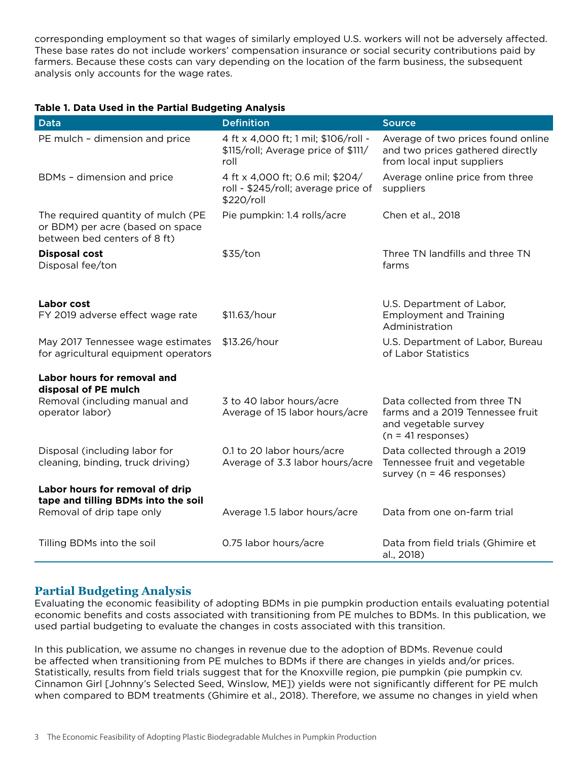corresponding employment so that wages of similarly employed U.S. workers will not be adversely affected. These base rates do not include workers' compensation insurance or social security contributions paid by farmers. Because these costs can vary depending on the location of the farm business, the subsequent analysis only accounts for the wage rates.

**Table 1. Data Used in the Partial Budgeting Analysis**

| Data | Definition | Source |
|---|---|---|
| PE mulch – dimension and price | 4 ft x 4,000 ft; 1 mil; $106/roll - $115/roll; Average price of $111/roll | Average of two prices found online and two prices gathered directly from local input suppliers |
| BDMs – dimension and price | 4 ft x 4,000 ft; 0.6 mil; $204/roll - $245/roll; average price of $220/roll | Average online price from three suppliers |
| The required quantity of mulch (PE or BDM) per acre (based on space between bed centers of 8 ft) | Pie pumpkin: 1.4 rolls/acre | Chen et al., 2018 |
| **Disposal cost** | | |
| Disposal fee/ton | $35/ton | Three TN landfills and three TN farms |
| **Labor cost** | | |
| FY 2019 adverse effect wage rate | $11.63/hour | U.S. Department of Labor, Employment and Training Administration |
| May 2017 Tennessee wage estimates for agricultural equipment operators | $13.26/hour | U.S. Department of Labor, Bureau of Labor Statistics |
| **Labor hours for removal and disposal of PE mulch** | | |
| Removal (including manual and operator labor) | 3 to 40 labor hours/acre<br>Average of 15 labor hours/acre | Data collected from three TN farms and a 2019 Tennessee fruit and vegetable survey (n = 41 responses) |
| Disposal (including labor for cleaning, binding, truck driving) | 0.1 to 20 labor hours/acre<br>Average of 3.3 labor hours/acre | Data collected through a 2019 Tennessee fruit and vegetable survey (n = 46 responses) |
| **Labor hours for removal of drip tape and tilling BDMs into the soil** | | |
| Removal of drip tape only | Average 1.5 labor hours/acre | Data from one on-farm trial |
| Tilling BDMs into the soil | 0.75 labor hours/acre | Data from field trials (Ghimire et al., 2018) |

## Partial Budgeting Analysis

Evaluating the economic feasibility of adopting BDMs in pie pumpkin production entails evaluating potential economic benefits and costs associated with transitioning from PE mulches to BDMs. In this publication, we used partial budgeting to evaluate the changes in costs associated with this transition.

In this publication, we assume no changes in revenue due to the adoption of BDMs. Revenue could be affected when transitioning from PE mulches to BDMs if there are changes in yields and/or prices. Statistically, results from field trials suggest that for the Knoxville region, pie pumpkin (pie pumpkin cv. Cinnamon Girl [Johnny's Selected Seed, Winslow, ME]) yields were not significantly different for PE mulch when compared to BDM treatments (Ghimire et al., 2018). Therefore, we assume no changes in yield when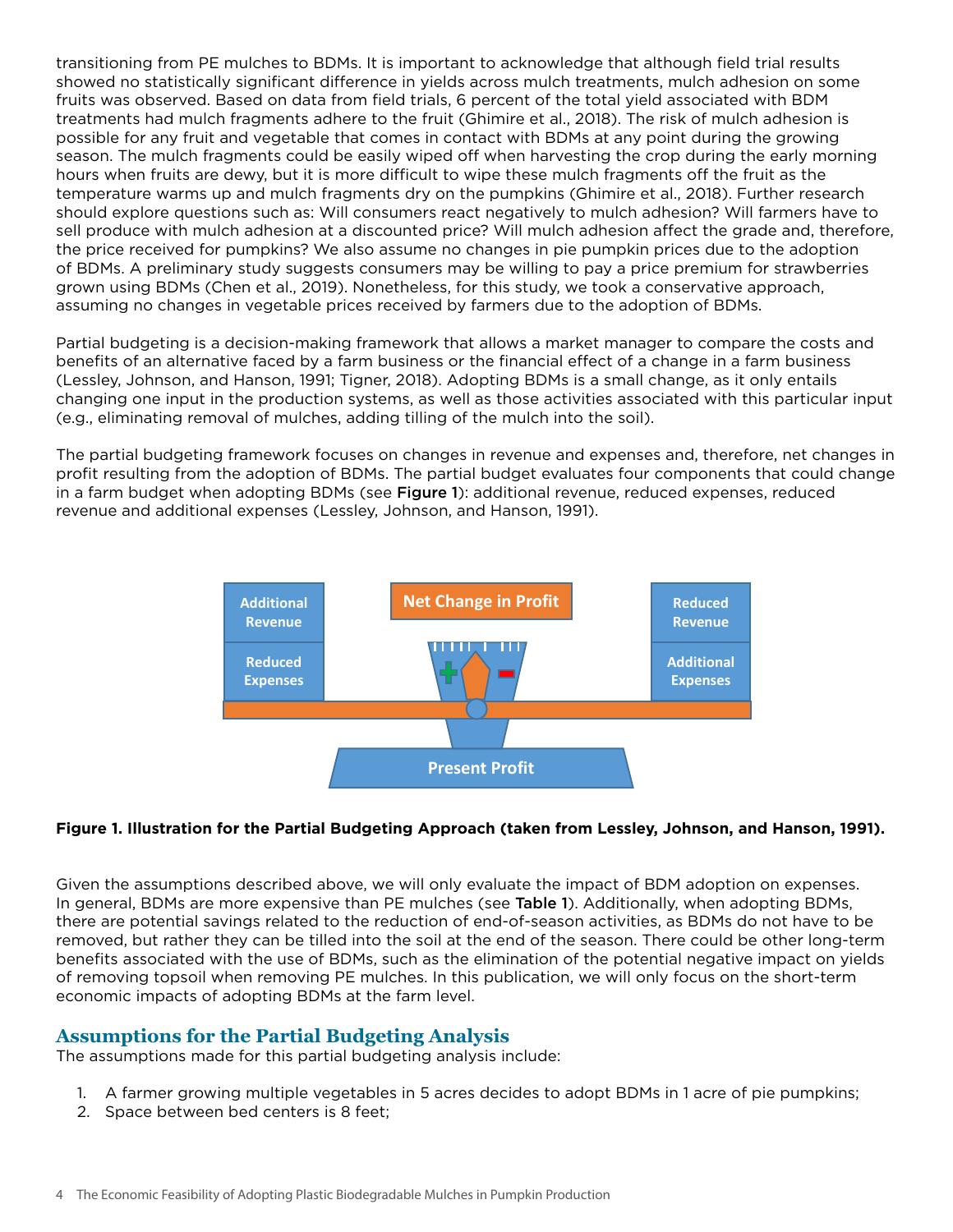transitioning from PE mulches to BDMs. It is important to acknowledge that although field trial results showed no statistically significant difference in yields across mulch treatments, mulch adhesion on some fruits was observed. Based on data from field trials, 6 percent of the total yield associated with BDM treatments had mulch fragments adhere to the fruit (Ghimire et al., 2018). The risk of mulch adhesion is possible for any fruit and vegetable that comes in contact with BDMs at any point during the growing season. The mulch fragments could be easily wiped off when harvesting the crop during the early morning hours when fruits are dewy, but it is more difficult to wipe these mulch fragments off the fruit as the temperature warms up and mulch fragments dry on the pumpkins (Ghimire et al., 2018). Further research should explore questions such as: Will consumers react negatively to mulch adhesion? Will farmers have to sell produce with mulch adhesion at a discounted price? Will mulch adhesion affect the grade and, therefore, the price received for pumpkins? We also assume no changes in pie pumpkin prices due to the adoption of BDMs. A preliminary study suggests consumers may be willing to pay a price premium for strawberries grown using BDMs (Chen et al., 2019). Nonetheless, for this study, we took a conservative approach, assuming no changes in vegetable prices received by farmers due to the adoption of BDMs.

Partial budgeting is a decision-making framework that allows a market manager to compare the costs and benefits of an alternative faced by a farm business or the financial effect of a change in a farm business (Lessley, Johnson, and Hanson, 1991; Tigner, 2018). Adopting BDMs is a small change, as it only entails changing one input in the production systems, as well as those activities associated with this particular input (e.g., eliminating removal of mulches, adding tilling of the mulch into the soil).

The partial budgeting framework focuses on changes in revenue and expenses and, therefore, net changes in profit resulting from the adoption of BDMs. The partial budget evaluates four components that could change in a farm budget when adopting BDMs (see **Figure 1**): additional revenue, reduced expenses, reduced revenue and additional expenses (Lessley, Johnson, and Hanson, 1991).

Additional Revenue | Reduced Expenses | Net Change in Profit | Reduced Revenue | Additional Expenses | Present Profit

**Figure 1. Illustration for the Partial Budgeting Approach (taken from Lessley, Johnson, and Hanson, 1991).**

Given the assumptions described above, we will only evaluate the impact of BDM adoption on expenses. In general, BDMs are more expensive than PE mulches (see **Table 1**). Additionally, when adopting BDMs, there are potential savings related to the reduction of end-of-season activities, as BDMs do not have to be removed, but rather they can be tilled into the soil at the end of the season. There could be other long-term benefits associated with the use of BDMs, such as the elimination of the potential negative impact on yields of removing topsoil when removing PE mulches. In this publication, we will only focus on the short-term economic impacts of adopting BDMs at the farm level.

## Assumptions for the Partial Budgeting Analysis

The assumptions made for this partial budgeting analysis include:

1. A farmer growing multiple vegetables in 5 acres decides to adopt BDMs in 1 acre of pie pumpkins;
2. Space between bed centers is 8 feet;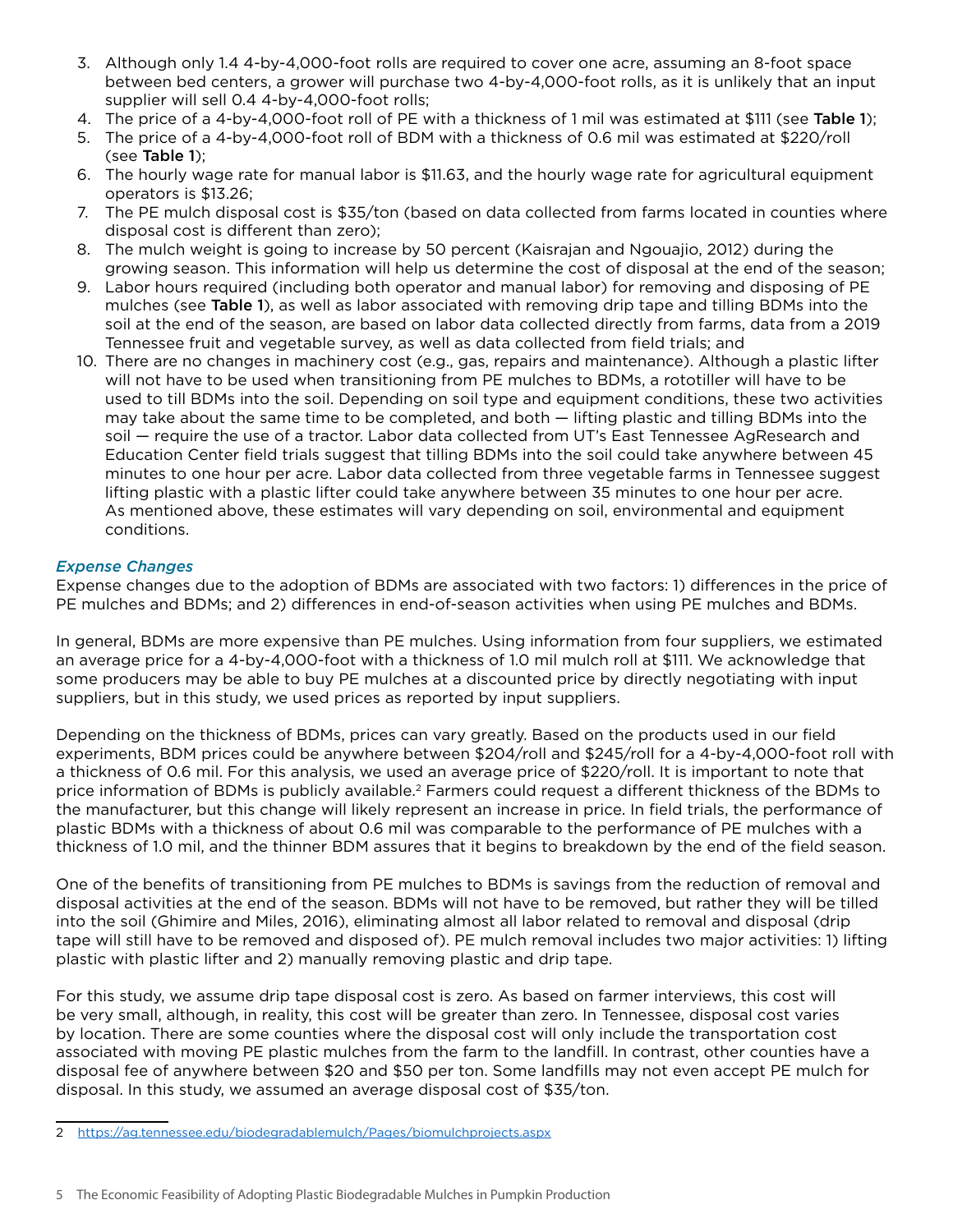3. Although only 1.4 4-by-4,000-foot rolls are required to cover one acre, assuming an 8-foot space between bed centers, a grower will purchase two 4-by-4,000-foot rolls, as it is unlikely that an input supplier will sell 0.4 4-by-4,000-foot rolls;
4. The price of a 4-by-4,000-foot roll of PE with a thickness of 1 mil was estimated at $111 (see **Table 1**);
5. The price of a 4-by-4,000-foot roll of BDM with a thickness of 0.6 mil was estimated at $220/roll (see **Table 1**);
6. The hourly wage rate for manual labor is $11.63, and the hourly wage rate for agricultural equipment operators is $13.26;
7. The PE mulch disposal cost is $35/ton (based on data collected from farms located in counties where disposal cost is different than zero);
8. The mulch weight is going to increase by 50 percent (Kaisrajan and Ngouajio, 2012) during the growing season. This information will help us determine the cost of disposal at the end of the season;
9. Labor hours required (including both operator and manual labor) for removing and disposing of PE mulches (see **Table 1**), as well as labor associated with removing drip tape and tilling BDMs into the soil at the end of the season, are based on labor data collected directly from farms, data from a 2019 Tennessee fruit and vegetable survey, as well as data collected from field trials; and
10. There are no changes in machinery cost (e.g., gas, repairs and maintenance). Although a plastic lifter will not have to be used when transitioning from PE mulches to BDMs, a rototiller will have to be used to till BDMs into the soil. Depending on soil type and equipment conditions, these two activities may take about the same time to be completed, and both — lifting plastic and tilling BDMs into the soil — require the use of a tractor. Labor data collected from UT's East Tennessee AgResearch and Education Center field trials suggest that tilling BDMs into the soil could take anywhere between 45 minutes to one hour per acre. Labor data collected from three vegetable farms in Tennessee suggest lifting plastic with a plastic lifter could take anywhere between 35 minutes to one hour per acre. As mentioned above, these estimates will vary depending on soil, environmental and equipment conditions.

### *Expense Changes*

Expense changes due to the adoption of BDMs are associated with two factors: 1) differences in the price of PE mulches and BDMs; and 2) differences in end-of-season activities when using PE mulches and BDMs.

In general, BDMs are more expensive than PE mulches. Using information from four suppliers, we estimated an average price for a 4-by-4,000-foot with a thickness of 1.0 mil mulch roll at $111. We acknowledge that some producers may be able to buy PE mulches at a discounted price by directly negotiating with input suppliers, but in this study, we used prices as reported by input suppliers.

Depending on the thickness of BDMs, prices can vary greatly. Based on the products used in our field experiments, BDM prices could be anywhere between $204/roll and $245/roll for a 4-by-4,000-foot roll with a thickness of 0.6 mil. For this analysis, we used an average price of $220/roll. It is important to note that price information of BDMs is publicly available.[2] Farmers could request a different thickness of the BDMs to the manufacturer, but this change will likely represent an increase in price. In field trials, the performance of plastic BDMs with a thickness of about 0.6 mil was comparable to the performance of PE mulches with a thickness of 1.0 mil, and the thinner BDM assures that it begins to breakdown by the end of the field season.

One of the benefits of transitioning from PE mulches to BDMs is savings from the reduction of removal and disposal activities at the end of the season. BDMs will not have to be removed, but rather they will be tilled into the soil (Ghimire and Miles, 2016), eliminating almost all labor related to removal and disposal (drip tape will still have to be removed and disposed of). PE mulch removal includes two major activities: 1) lifting plastic with plastic lifter and 2) manually removing plastic and drip tape.

For this study, we assume drip tape disposal cost is zero. As based on farmer interviews, this cost will be very small, although, in reality, this cost will be greater than zero. In Tennessee, disposal cost varies by location. There are some counties where the disposal cost will only include the transportation cost associated with moving PE plastic mulches from the farm to the landfill. In contrast, other counties have a disposal fee of anywhere between $20 and $50 per ton. Some landfills may not even accept PE mulch for disposal. In this study, we assumed an average disposal cost of $35/ton.

---

2 https://ag.tennessee.edu/biodegradablemulch/Pages/biomulchprojects.aspx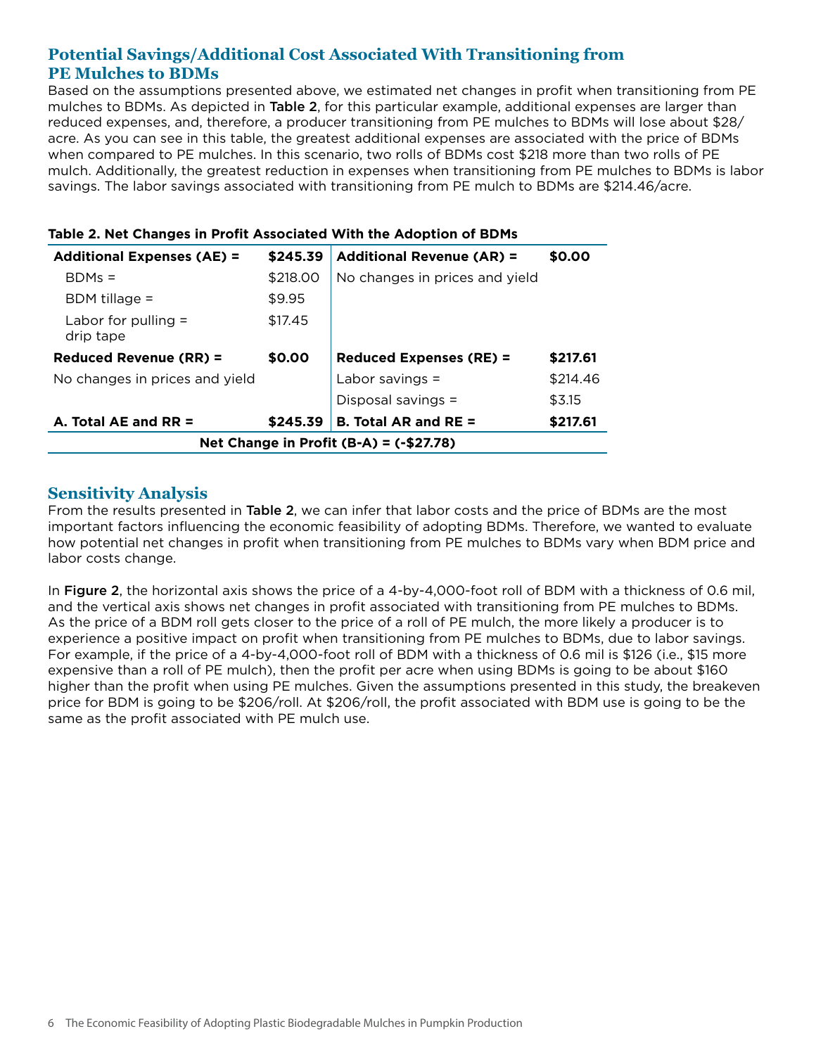## Potential Savings/Additional Cost Associated With Transitioning from PE Mulches to BDMs

Based on the assumptions presented above, we estimated net changes in profit when transitioning from PE mulches to BDMs. As depicted in **Table 2**, for this particular example, additional expenses are larger than reduced expenses, and, therefore, a producer transitioning from PE mulches to BDMs will lose about $28/acre. As you can see in this table, the greatest additional expenses are associated with the price of BDMs when compared to PE mulches. In this scenario, two rolls of BDMs cost $218 more than two rolls of PE mulch. Additionally, the greatest reduction in expenses when transitioning from PE mulches to BDMs is labor savings. The labor savings associated with transitioning from PE mulch to BDMs are $214.46/acre.

**Table 2. Net Changes in Profit Associated With the Adoption of BDMs**

| **Additional Expenses (AE) =** | **$245.39** | **Additional Revenue (AR) =** | **$0.00** |
|---|---|---|---|
| BDMs = | $218.00 | No changes in prices and yield | |
| BDM tillage = | $9.95 | | |
| Labor for pulling = drip tape | $17.45 | | |
| **Reduced Revenue (RR) =** | **$0.00** | **Reduced Expenses (RE) =** | **$217.61** |
| No changes in prices and yield | | Labor savings = | $214.46 |
| | | Disposal savings = | $3.15 |
| **A. Total AE and RR =** | **$245.39** | **B. Total AR and RE =** | **$217.61** |
| **Net Change in Profit (B-A) = (-$27.78)** | | | |

## Sensitivity Analysis

From the results presented in **Table 2**, we can infer that labor costs and the price of BDMs are the most important factors influencing the economic feasibility of adopting BDMs. Therefore, we wanted to evaluate how potential net changes in profit when transitioning from PE mulches to BDMs vary when BDM price and labor costs change.

In **Figure 2**, the horizontal axis shows the price of a 4-by-4,000-foot roll of BDM with a thickness of 0.6 mil, and the vertical axis shows net changes in profit associated with transitioning from PE mulches to BDMs. As the price of a BDM roll gets closer to the price of a roll of PE mulch, the more likely a producer is to experience a positive impact on profit when transitioning from PE mulches to BDMs, due to labor savings. For example, if the price of a 4-by-4,000-foot roll of BDM with a thickness of 0.6 mil is $126 (i.e., $15 more expensive than a roll of PE mulch), then the profit per acre when using BDMs is going to be about $160 higher than the profit when using PE mulches. Given the assumptions presented in this study, the breakeven price for BDM is going to be $206/roll. At $206/roll, the profit associated with BDM use is going to be the same as the profit associated with PE mulch use.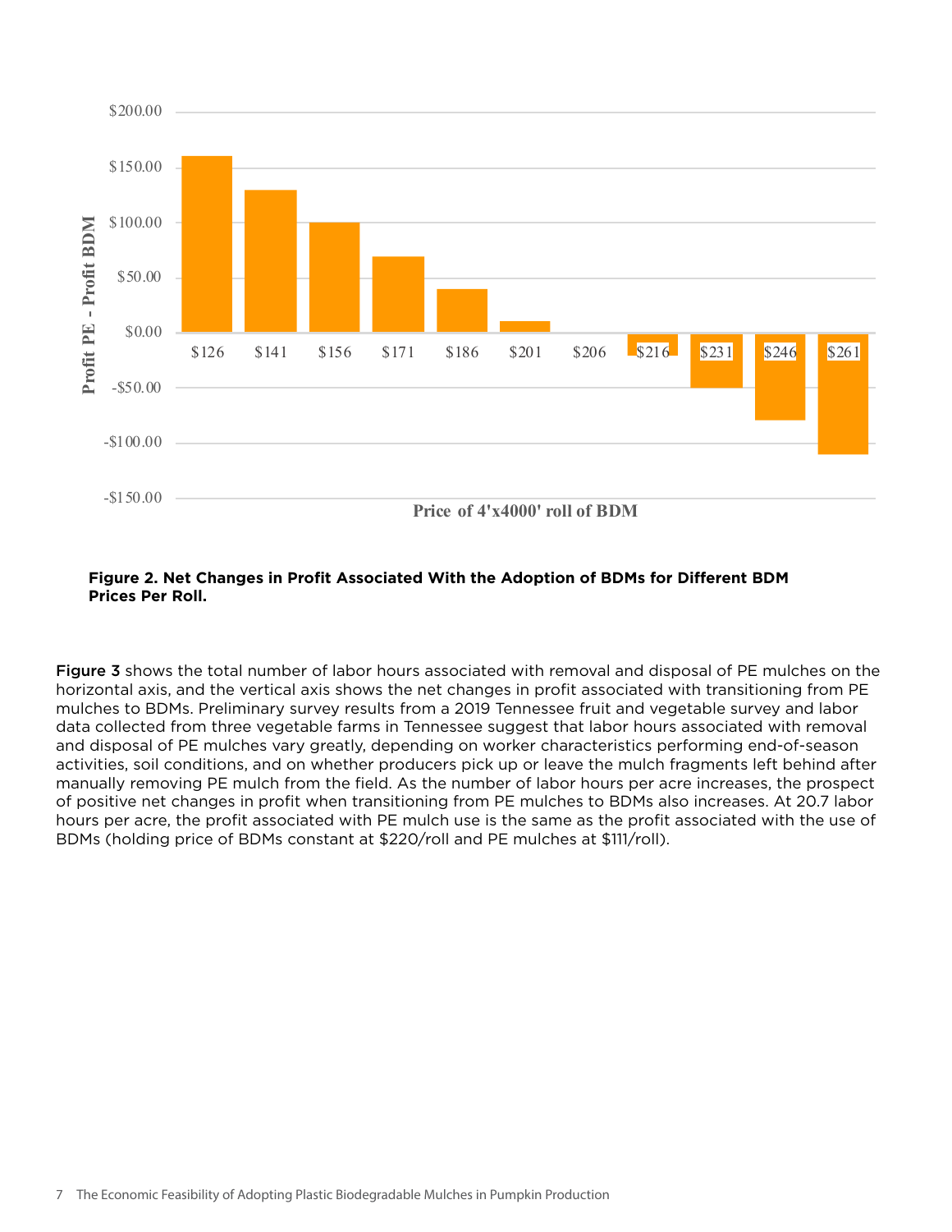**Figure 2. Net Changes in Profit Associated With the Adoption of BDMs for Different BDM Prices Per Roll.**

**Figure 3** shows the total number of labor hours associated with removal and disposal of PE mulches on the horizontal axis, and the vertical axis shows the net changes in profit associated with transitioning from PE mulches to BDMs. Preliminary survey results from a 2019 Tennessee fruit and vegetable survey and labor data collected from three vegetable farms in Tennessee suggest that labor hours associated with removal and disposal of PE mulches vary greatly, depending on worker characteristics performing end-of-season activities, soil conditions, and on whether producers pick up or leave the mulch fragments left behind after manually removing PE mulch from the field. As the number of labor hours per acre increases, the prospect of positive net changes in profit when transitioning from PE mulches to BDMs also increases. At 20.7 labor hours per acre, the profit associated with PE mulch use is the same as the profit associated with the use of BDMs (holding price of BDMs constant at $220/roll and PE mulches at $111/roll).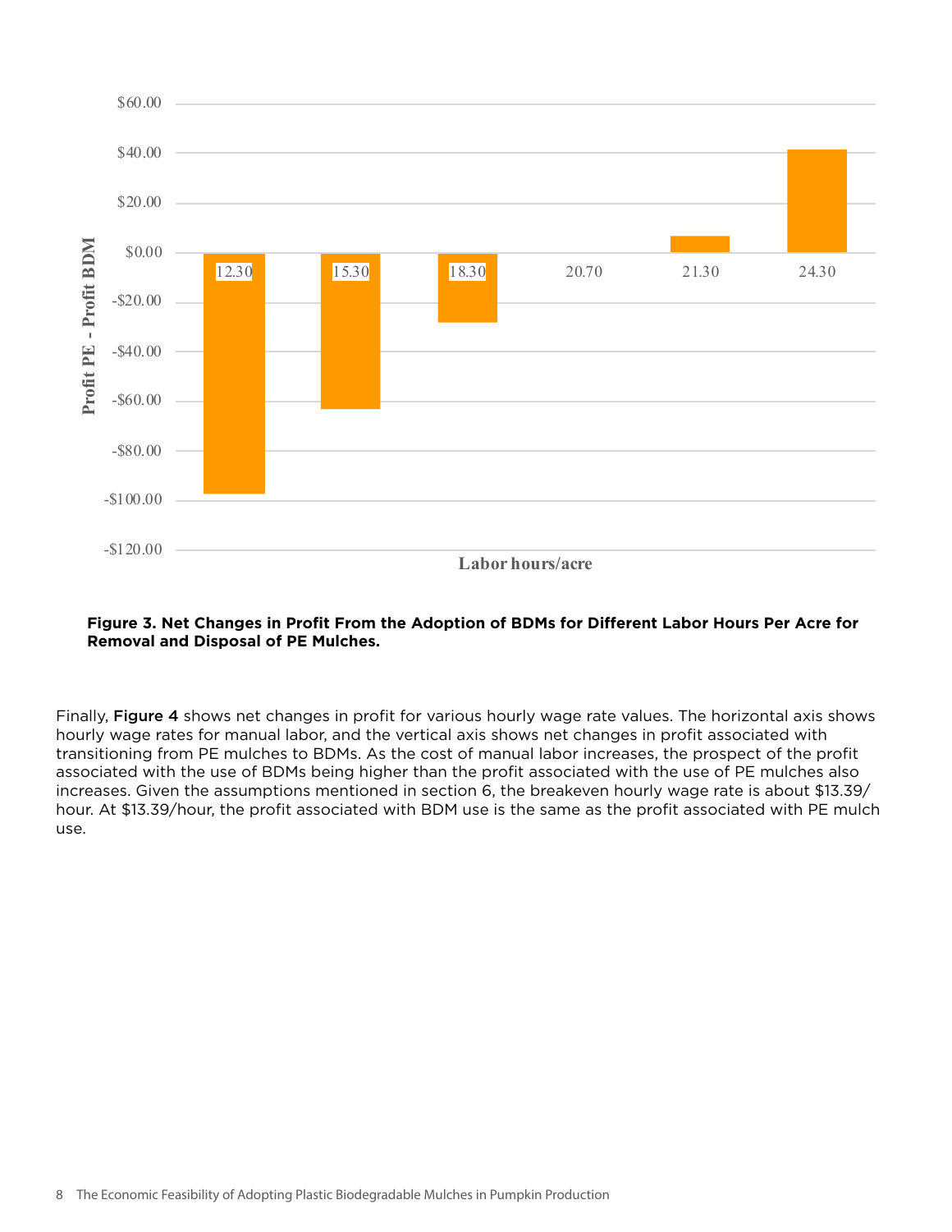**Figure 3. Net Changes in Profit From the Adoption of BDMs for Different Labor Hours Per Acre for Removal and Disposal of PE Mulches.**

Finally, Figure 4 shows net changes in profit for various hourly wage rate values. The horizontal axis shows hourly wage rates for manual labor, and the vertical axis shows net changes in profit associated with transitioning from PE mulches to BDMs. As the cost of manual labor increases, the prospect of the profit associated with the use of BDMs being higher than the profit associated with the use of PE mulches also increases. Given the assumptions mentioned in section 6, the breakeven hourly wage rate is about $13.39/hour. At $13.39/hour, the profit associated with BDM use is the same as the profit associated with PE mulch use.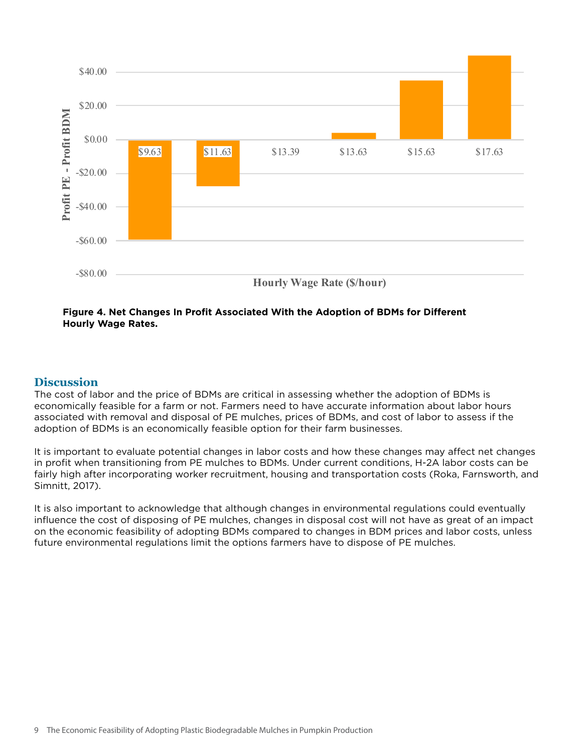Figure 4. Net Changes In Profit Associated With the Adoption of BDMs for Different Hourly Wage Rates.

## Discussion

The cost of labor and the price of BDMs are critical in assessing whether the adoption of BDMs is economically feasible for a farm or not. Farmers need to have accurate information about labor hours associated with removal and disposal of PE mulches, prices of BDMs, and cost of labor to assess if the adoption of BDMs is an economically feasible option for their farm businesses.

It is important to evaluate potential changes in labor costs and how these changes may affect net changes in profit when transitioning from PE mulches to BDMs. Under current conditions, H-2A labor costs can be fairly high after incorporating worker recruitment, housing and transportation costs (Roka, Farnsworth, and Simnitt, 2017).

It is also important to acknowledge that although changes in environmental regulations could eventually influence the cost of disposing of PE mulches, changes in disposal cost will not have as great of an impact on the economic feasibility of adopting BDMs compared to changes in BDM prices and labor costs, unless future environmental regulations limit the options farmers have to dispose of PE mulches.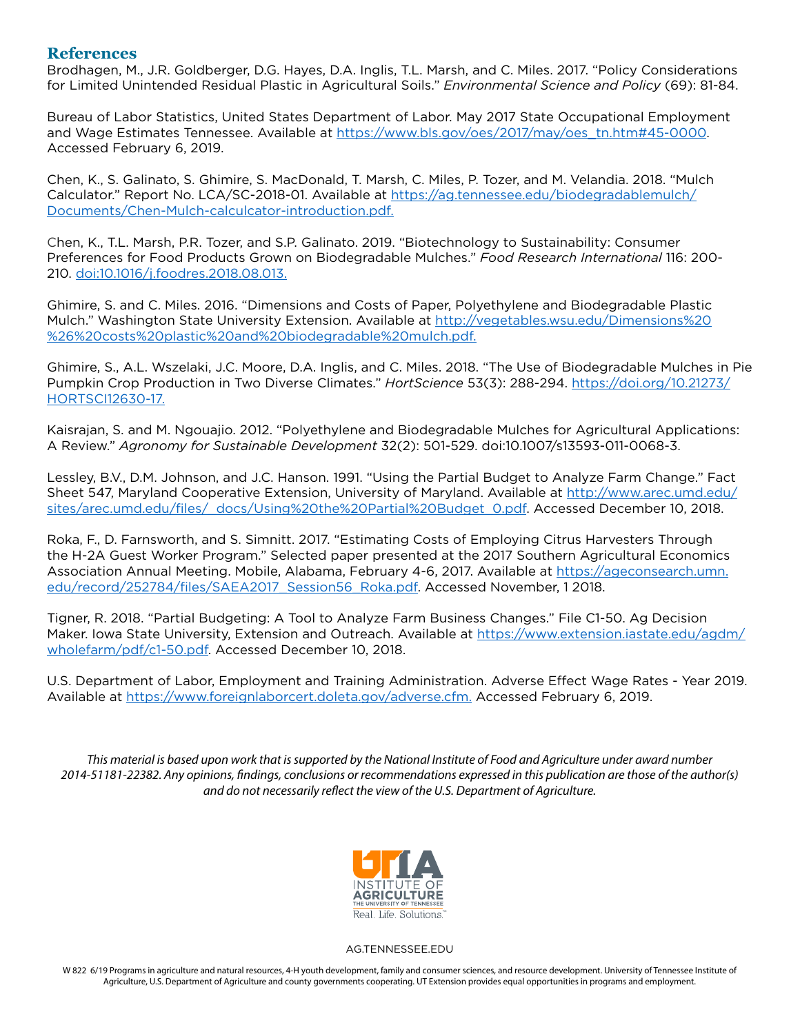## References

Brodhagen, M., J.R. Goldberger, D.G. Hayes, D.A. Inglis, T.L. Marsh, and C. Miles. 2017. "Policy Considerations for Limited Unintended Residual Plastic in Agricultural Soils." *Environmental Science and Policy* (69): 81-84.

Bureau of Labor Statistics, United States Department of Labor. May 2017 State Occupational Employment and Wage Estimates Tennessee. Available at https://www.bls.gov/oes/2017/may/oes_tn.htm#45-0000. Accessed February 6, 2019.

Chen, K., S. Galinato, S. Ghimire, S. MacDonald, T. Marsh, C. Miles, P. Tozer, and M. Velandia. 2018. "Mulch Calculator." Report No. LCA/SC-2018-01. Available at https://ag.tennessee.edu/biodegradablemulch/Documents/Chen-Mulch-calculcator-introduction.pdf.

Chen, K., T.L. Marsh, P.R. Tozer, and S.P. Galinato. 2019. "Biotechnology to Sustainability: Consumer Preferences for Food Products Grown on Biodegradable Mulches." *Food Research International* 116: 200-210. doi:10.1016/j.foodres.2018.08.013.

Ghimire, S. and C. Miles. 2016. "Dimensions and Costs of Paper, Polyethylene and Biodegradable Plastic Mulch." Washington State University Extension. Available at http://vegetables.wsu.edu/Dimensions%20%26%20costs%20plastic%20and%20biodegradable%20mulch.pdf.

Ghimire, S., A.L. Wszelaki, J.C. Moore, D.A. Inglis, and C. Miles. 2018. "The Use of Biodegradable Mulches in Pie Pumpkin Crop Production in Two Diverse Climates." *HortScience* 53(3): 288-294. https://doi.org/10.21273/HORTSCI12630-17.

Kaisrajan, S. and M. Ngouajio. 2012. "Polyethylene and Biodegradable Mulches for Agricultural Applications: A Review." *Agronomy for Sustainable Development* 32(2): 501-529. doi:10.1007/s13593-011-0068-3.

Lessley, B.V., D.M. Johnson, and J.C. Hanson. 1991. "Using the Partial Budget to Analyze Farm Change." Fact Sheet 547, Maryland Cooperative Extension, University of Maryland. Available at http://www.arec.umd.edu/sites/arec.umd.edu/files/_docs/Using%20the%20Partial%20Budget_0.pdf. Accessed December 10, 2018.

Roka, F., D. Farnsworth, and S. Simnitt. 2017. "Estimating Costs of Employing Citrus Harvesters Through the H-2A Guest Worker Program." Selected paper presented at the 2017 Southern Agricultural Economics Association Annual Meeting. Mobile, Alabama, February 4-6, 2017. Available at https://ageconsearch.umn.edu/record/252784/files/SAEA2017_Session56_Roka.pdf. Accessed November, 1 2018.

Tigner, R. 2018. "Partial Budgeting: A Tool to Analyze Farm Business Changes." File C1-50. Ag Decision Maker. Iowa State University, Extension and Outreach. Available at https://www.extension.iastate.edu/agdm/wholefarm/pdf/c1-50.pdf. Accessed December 10, 2018.

U.S. Department of Labor, Employment and Training Administration. Adverse Effect Wage Rates - Year 2019. Available at https://www.foreignlaborcert.doleta.gov/adverse.cfm. Accessed February 6, 2019.

*This material is based upon work that is supported by the National Institute of Food and Agriculture under award number 2014-51181-22382. Any opinions, findings, conclusions or recommendations expressed in this publication are those of the author(s) and do not necessarily reflect the view of the U.S. Department of Agriculture.*

UTIA INSTITUTE OF AGRICULTURE THE UNIVERSITY OF TENNESSEE Real. Life. Solutions.™

AG.TENNESSEE.EDU

W 822 6/19 Programs in agriculture and natural resources, 4-H youth development, family and consumer sciences, and resource development. University of Tennessee Institute of Agriculture, U.S. Department of Agriculture and county governments cooperating. UT Extension provides equal opportunities in programs and employment.